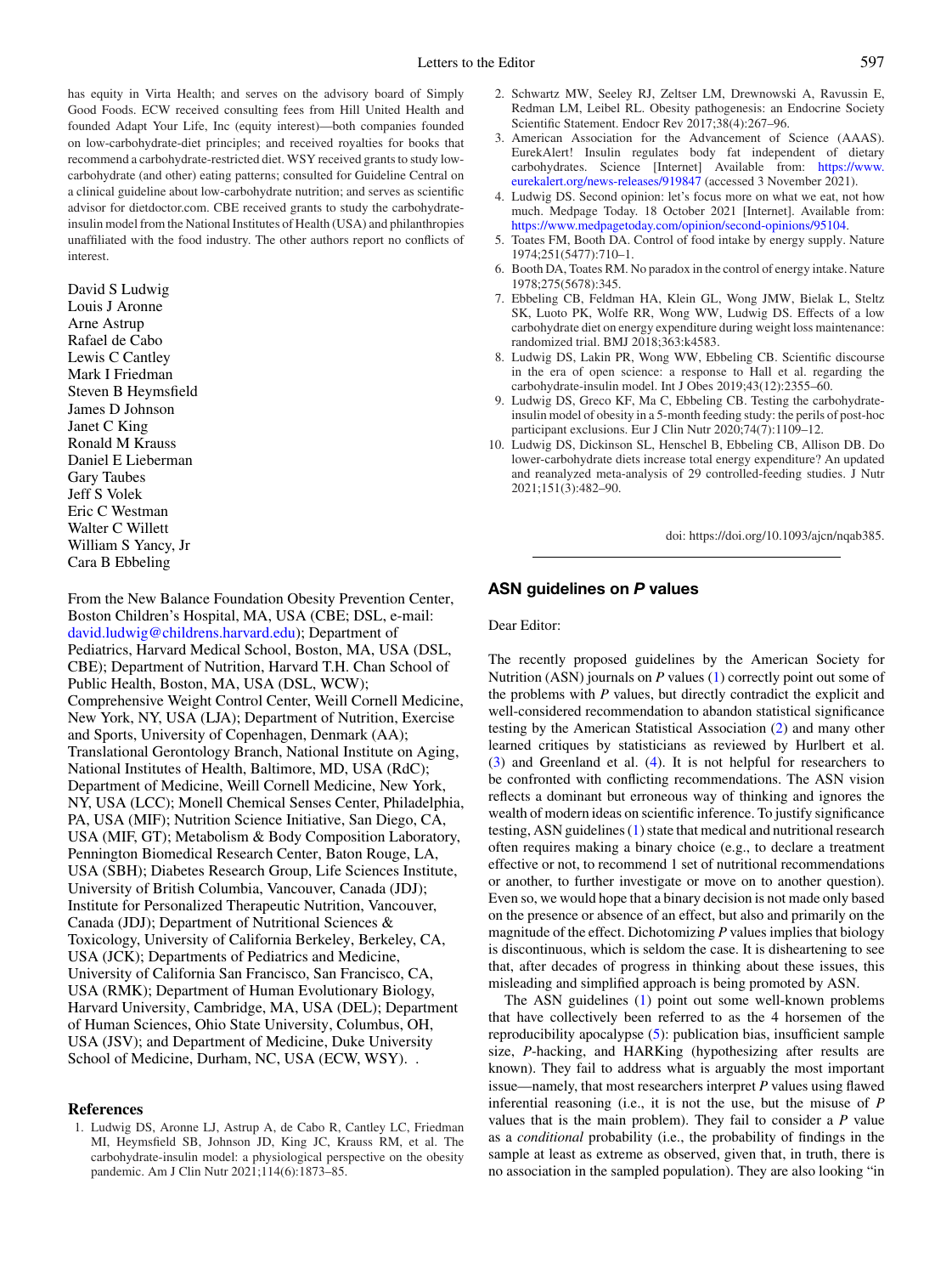has equity in Virta Health; and serves on the advisory board of Simply Good Foods. ECW received consulting fees from Hill United Health and founded Adapt Your Life, Inc (equity interest)—both companies founded on low-carbohydrate-diet principles; and received royalties for books that recommend a carbohydrate-restricted diet. WSY received grants to study low-carbohydrate (and other) eating patterns; consulted for Guideline Central on a clinical guideline about low-carbohydrate nutrition; and serves as scientific advisor for dietdoctor.com. CBE received grants to study the carbohydrate-insulin model from the National Institutes of Health (USA) and philanthropies unaffiliated with the food industry. The other authors report no conflicts of interest.

David S Ludwig
Louis J Aronne
Arne Astrup
Rafael de Cabo
Lewis C Cantley
Mark I Friedman
Steven B Heymsfield
James D Johnson
Janet C King
Ronald M Krauss
Daniel E Lieberman
Gary Taubes
Jeff S Volek
Eric C Westman
Walter C Willett
William S Yancy, Jr
Cara B Ebbeling

From the New Balance Foundation Obesity Prevention Center, Boston Children's Hospital, MA, USA (CBE; DSL, e-mail: david.ludwig@childrens.harvard.edu); Department of Pediatrics, Harvard Medical School, Boston, MA, USA (DSL, CBE); Department of Nutrition, Harvard T.H. Chan School of Public Health, Boston, MA, USA (DSL, WCW); Comprehensive Weight Control Center, Weill Cornell Medicine, New York, NY, USA (LJA); Department of Nutrition, Exercise and Sports, University of Copenhagen, Denmark (AA); Translational Gerontology Branch, National Institute on Aging, National Institutes of Health, Baltimore, MD, USA (RdC); Department of Medicine, Weill Cornell Medicine, New York, NY, USA (LCC); Monell Chemical Senses Center, Philadelphia, PA, USA (MIF); Nutrition Science Initiative, San Diego, CA, USA (MIF, GT); Metabolism & Body Composition Laboratory, Pennington Biomedical Research Center, Baton Rouge, LA, USA (SBH); Diabetes Research Group, Life Sciences Institute, University of British Columbia, Vancouver, Canada (JDJ); Institute for Personalized Therapeutic Nutrition, Vancouver, Canada (JDJ); Department of Nutritional Sciences & Toxicology, University of California Berkeley, Berkeley, CA, USA (JCK); Departments of Pediatrics and Medicine, University of California San Francisco, San Francisco, CA, USA (RMK); Department of Human Evolutionary Biology, Harvard University, Cambridge, MA, USA (DEL); Department of Human Sciences, Ohio State University, Columbus, OH, USA (JSV); and Department of Medicine, Duke University School of Medicine, Durham, NC, USA (ECW, WSY). .

### References

1. Ludwig DS, Aronne LJ, Astrup A, de Cabo R, Cantley LC, Friedman MI, Heymsfield SB, Johnson JD, King JC, Krauss RM, et al. The carbohydrate-insulin model: a physiological perspective on the obesity pandemic. Am J Clin Nutr 2021;114(6):1873–85.
2. Schwartz MW, Seeley RJ, Zeltser LM, Drewnowski A, Ravussin E, Redman LM, Leibel RL. Obesity pathogenesis: an Endocrine Society Scientific Statement. Endocr Rev 2017;38(4):267–96.
3. American Association for the Advancement of Science (AAAS). EurekAlert! Insulin regulates body fat independent of dietary carbohydrates. Science [Internet] Available from: https://www.eurekalert.org/news-releases/919847 (accessed 3 November 2021).
4. Ludwig DS. Second opinion: let's focus more on what we eat, not how much. Medpage Today. 18 October 2021 [Internet]. Available from: https://www.medpagetoday.com/opinion/second-opinions/95104.
5. Toates FM, Booth DA. Control of food intake by energy supply. Nature 1974;251(5477):710–1.
6. Booth DA, Toates RM. No paradox in the control of energy intake. Nature 1978;275(5678):345.
7. Ebbeling CB, Feldman HA, Klein GL, Wong JMW, Bielak L, Steltz SK, Luoto PK, Wolfe RR, Wong WW, Ludwig DS. Effects of a low carbohydrate diet on energy expenditure during weight loss maintenance: randomized trial. BMJ 2018;363:k4583.
8. Ludwig DS, Lakin PR, Wong WW, Ebbeling CB. Scientific discourse in the era of open science: a response to Hall et al. regarding the carbohydrate-insulin model. Int J Obes 2019;43(12):2355–60.
9. Ludwig DS, Greco KF, Ma C, Ebbeling CB. Testing the carbohydrate-insulin model of obesity in a 5-month feeding study: the perils of post-hoc participant exclusions. Eur J Clin Nutr 2020;74(7):1109–12.
10. Ludwig DS, Dickinson SL, Henschel B, Ebbeling CB, Allison DB. Do lower-carbohydrate diets increase total energy expenditure? An updated and reanalyzed meta-analysis of 29 controlled-feeding studies. J Nutr 2021;151(3):482–90.

doi: https://doi.org/10.1093/ajcn/nqab385.

---

## ASN guidelines on *P* values

Dear Editor:

The recently proposed guidelines by the American Society for Nutrition (ASN) journals on *P* values (1) correctly point out some of the problems with *P* values, but directly contradict the explicit and well-considered recommendation to abandon statistical significance testing by the American Statistical Association (2) and many other learned critiques by statisticians as reviewed by Hurlbert et al. (3) and Greenland et al. (4). It is not helpful for researchers to be confronted with conflicting recommendations. The ASN vision reflects a dominant but erroneous way of thinking and ignores the wealth of modern ideas on scientific inference. To justify significance testing, ASN guidelines (1) state that medical and nutritional research often requires making a binary choice (e.g., to declare a treatment effective or not, to recommend 1 set of nutritional recommendations or another, to further investigate or move on to another question). Even so, we would hope that a binary decision is not made only based on the presence or absence of an effect, but also and primarily on the magnitude of the effect. Dichotomizing *P* values implies that biology is discontinuous, which is seldom the case. It is disheartening to see that, after decades of progress in thinking about these issues, this misleading and simplified approach is being promoted by ASN.

The ASN guidelines (1) point out some well-known problems that have collectively been referred to as the 4 horsemen of the reproducibility apocalypse (5): publication bias, insufficient sample size, *P*-hacking, and HARKing (hypothesizing after results are known). They fail to address what is arguably the most important issue—namely, that most researchers interpret *P* values using flawed inferential reasoning (i.e., it is not the use, but the misuse of *P* values that is the main problem). They fail to consider a *P* value as a *conditional* probability (i.e., the probability of findings in the sample at least as extreme as observed, given that, in truth, there is no association in the sampled population). They are also looking "in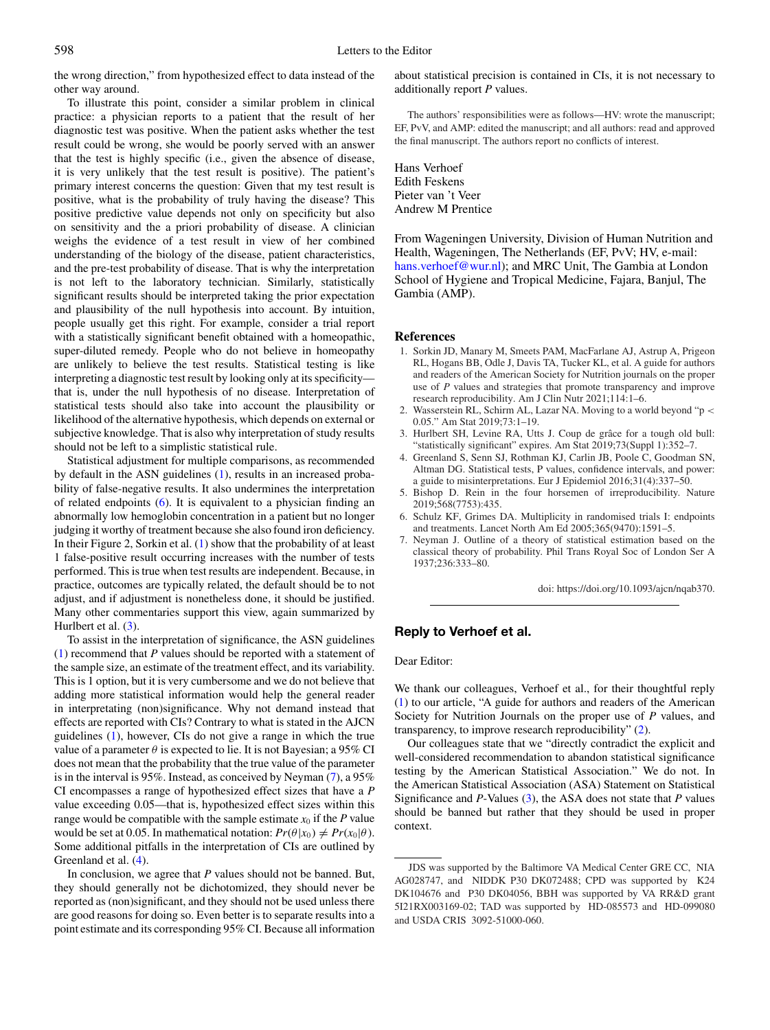the wrong direction," from hypothesized effect to data instead of the other way around.

To illustrate this point, consider a similar problem in clinical practice: a physician reports to a patient that the result of her diagnostic test was positive. When the patient asks whether the test result could be wrong, she would be poorly served with an answer that the test is highly specific (i.e., given the absence of disease, it is very unlikely that the test result is positive). The patient's primary interest concerns the question: Given that my test result is positive, what is the probability of truly having the disease? This positive predictive value depends not only on specificity but also on sensitivity and the a priori probability of disease. A clinician weighs the evidence of a test result in view of her combined understanding of the biology of the disease, patient characteristics, and the pre-test probability of disease. That is why the interpretation is not left to the laboratory technician. Similarly, statistically significant results should be interpreted taking the prior expectation and plausibility of the null hypothesis into account. By intuition, people usually get this right. For example, consider a trial report with a statistically significant benefit obtained with a homeopathic, super-diluted remedy. People who do not believe in homeopathy are unlikely to believe the test results. Statistical testing is like interpreting a diagnostic test result by looking only at its specificity—that is, under the null hypothesis of no disease. Interpretation of statistical tests should also take into account the plausibility or likelihood of the alternative hypothesis, which depends on external or subjective knowledge. That is also why interpretation of study results should not be left to a simplistic statistical rule.

Statistical adjustment for multiple comparisons, as recommended by default in the ASN guidelines (1), results in an increased probability of false-negative results. It also undermines the interpretation of related endpoints (6). It is equivalent to a physician finding an abnormally low hemoglobin concentration in a patient but no longer judging it worthy of treatment because she also found iron deficiency. In their Figure 2, Sorkin et al. (1) show that the probability of at least 1 false-positive result occurring increases with the number of tests performed. This is true when test results are independent. Because, in practice, outcomes are typically related, the default should be to not adjust, and if adjustment is nonetheless done, it should be justified. Many other commentaries support this view, again summarized by Hurlbert et al. (3).

To assist in the interpretation of significance, the ASN guidelines (1) recommend that *P* values should be reported with a statement of the sample size, an estimate of the treatment effect, and its variability. This is 1 option, but it is very cumbersome and we do not believe that adding more statistical information would help the general reader in interpreting (non)significance. Why not demand instead that effects are reported with CIs? Contrary to what is stated in the AJCN guidelines (1), however, CIs do not give a range in which the true value of a parameter $\theta$ is expected to lie. It is not Bayesian; a 95% CI does not mean that the probability that the true value of the parameter is in the interval is 95%. Instead, as conceived by Neyman (7), a 95% CI encompasses a range of hypothesized effect sizes that have a *P* value exceeding 0.05—that is, hypothesized effect sizes within this range would be compatible with the sample estimate $x_0$ if the *P* value would be set at 0.05. In mathematical notation: $Pr(\theta|x_0) \neq Pr(x_0|\theta)$. Some additional pitfalls in the interpretation of CIs are outlined by Greenland et al. (4).

In conclusion, we agree that *P* values should not be banned. But, they should generally not be dichotomized, they should never be reported as (non)significant, and they should not be used unless there are good reasons for doing so. Even better is to separate results into a point estimate and its corresponding 95% CI. Because all information about statistical precision is contained in CIs, it is not necessary to additionally report *P* values.

The authors' responsibilities were as follows—HV: wrote the manuscript; EF, PvV, and AMP: edited the manuscript; and all authors: read and approved the final manuscript. The authors report no conflicts of interest.

Hans Verhoef
Edith Feskens
Pieter van 't Veer
Andrew M Prentice

From Wageningen University, Division of Human Nutrition and Health, Wageningen, The Netherlands (EF, PvV; HV, e-mail: hans.verhoef@wur.nl); and MRC Unit, The Gambia at London School of Hygiene and Tropical Medicine, Fajara, Banjul, The Gambia (AMP).

## References

1. Sorkin JD, Manary M, Smeets PAM, MacFarlane AJ, Astrup A, Prigeon RL, Hogans BB, Odle J, Davis TA, Tucker KL, et al. A guide for authors and readers of the American Society for Nutrition journals on the proper use of *P* values and strategies that promote transparency and improve research reproducibility. Am J Clin Nutr 2021;114:1–6.
2. Wasserstein RL, Schirm AL, Lazar NA. Moving to a world beyond "p < 0.05." Am Stat 2019;73:1–19.
3. Hurlbert SH, Levine RA, Utts J. Coup de grâce for a tough old bull: "statistically significant" expires. Am Stat 2019;73(Suppl 1):352–7.
4. Greenland S, Senn SJ, Rothman KJ, Carlin JB, Poole C, Goodman SN, Altman DG. Statistical tests, P values, confidence intervals, and power: a guide to misinterpretations. Eur J Epidemiol 2016;31(4):337–50.
5. Bishop D. Rein in the four horsemen of irreproducibility. Nature 2019;568(7753):435.
6. Schulz KF, Grimes DA. Multiplicity in randomised trials I: endpoints and treatments. Lancet North Am Ed 2005;365(9470):1591–5.
7. Neyman J. Outline of a theory of statistical estimation based on the classical theory of probability. Phil Trans Royal Soc of London Ser A 1937;236:333–80.

doi: https://doi.org/10.1093/ajcn/nqab370.

## Reply to Verhoef et al.

Dear Editor:

We thank our colleagues, Verhoef et al., for their thoughtful reply (1) to our article, "A guide for authors and readers of the American Society for Nutrition Journals on the proper use of *P* values, and transparency, to improve research reproducibility" (2).

Our colleagues state that we "directly contradict the explicit and well-considered recommendation to abandon statistical significance testing by the American Statistical Association." We do not. In the American Statistical Association (ASA) Statement on Statistical Significance and *P*-Values (3), the ASA does not state that *P* values should be banned but rather that they should be used in proper context.

JDS was supported by the Baltimore VA Medical Center GRE CC, NIA AG028747, and NIDDK P30 DK072488; CPD was supported by K24 DK104676 and P30 DK04056, BBH was supported by VA RR&D grant 5I21RX003169-02; TAD was supported by HD-085573 and HD-099080 and USDA CRIS 3092-51000-060.